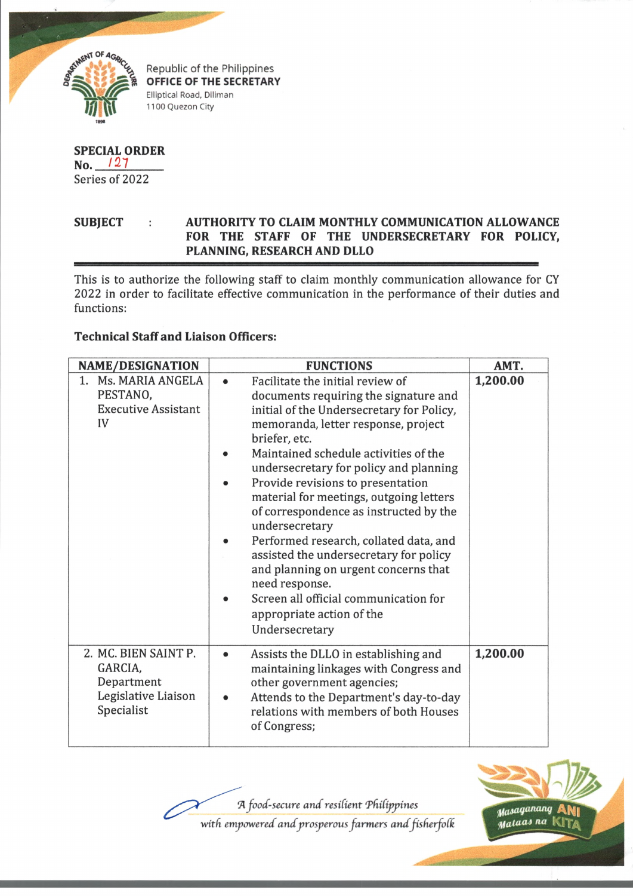Republic of the Philippines
**OFFICE OF THE SECRETARY**
Elliptical Road, Diliman
1100 Quezon City

**SPECIAL ORDER**
**No.** 127
Series of 2022

**SUBJECT : AUTHORITY TO CLAIM MONTHLY COMMUNICATION ALLOWANCE FOR THE STAFF OF THE UNDERSECRETARY FOR POLICY, PLANNING, RESEARCH AND DLLO**

This is to authorize the following staff to claim monthly communication allowance for CY 2022 in order to facilitate effective communication in the performance of their duties and functions:

**Technical Staff and Liaison Officers:**

| NAME/DESIGNATION | FUNCTIONS | AMT. |
|---|---|---|
| 1. Ms. MARIA ANGELA PESTANO, Executive Assistant IV | • Facilitate the initial review of documents requiring the signature and initial of the Undersecretary for Policy, memoranda, letter response, project briefer, etc.<br>• Maintained schedule activities of the undersecretary for policy and planning<br>• Provide revisions to presentation material for meetings, outgoing letters of correspondence as instructed by the undersecretary<br>• Performed research, collated data, and assisted the undersecretary for policy and planning on urgent concerns that need response.<br>• Screen all official communication for appropriate action of the Undersecretary | **1,200.00** |
| 2. MC. BIEN SAINT P. GARCIA, Department Legislative Liaison Specialist | • Assists the DLLO in establishing and maintaining linkages with Congress and other government agencies;<br>• Attends to the Department's day-to-day relations with members of both Houses of Congress; | **1,200.00** |

*A food-secure and resilient Philippines with empowered and prosperous farmers and fisherfolk*

Masaganang ANI Mataas na KITA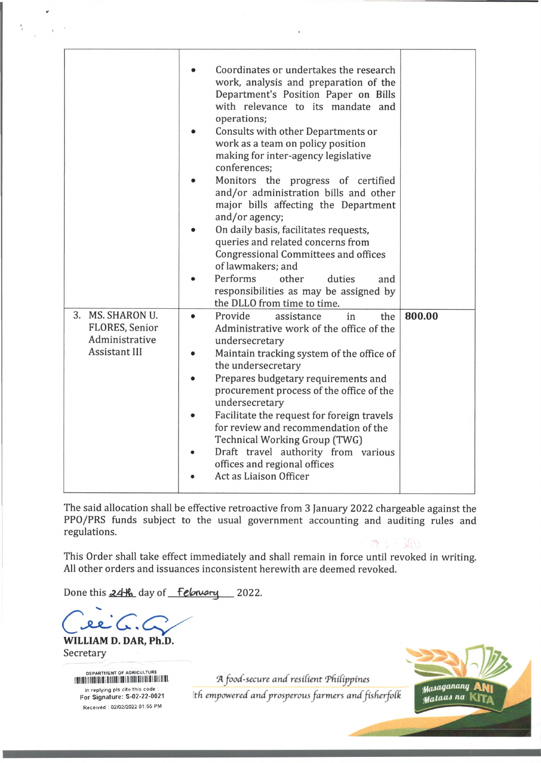| | | |
|---|---|---|
| | • Coordinates or undertakes the research work, analysis and preparation of the Department's Position Paper on Bills with relevance to its mandate and operations;<br>• Consults with other Departments or work as a team on policy position making for inter-agency legislative conferences;<br>• Monitors the progress of certified and/or administration bills and other major bills affecting the Department and/or agency;<br>• On daily basis, facilitates requests, queries and related concerns from Congressional Committees and offices of lawmakers; and<br>• Performs other duties and responsibilities as may be assigned by the DLLO from time to time. | |
| 3. MS. SHARON U. FLORES, Senior Administrative Assistant III | • Provide assistance in the Administrative work of the office of the undersecretary<br>• Maintain tracking system of the office of the undersecretary<br>• Prepares budgetary requirements and procurement process of the office of the undersecretary<br>• Facilitate the request for foreign travels for review and recommendation of the Technical Working Group (TWG)<br>• Draft travel authority from various offices and regional offices<br>• Act as Liaison Officer | **800.00** |

The said allocation shall be effective retroactive from 3 January 2022 chargeable against the PPO/PRS funds subject to the usual government accounting and auditing rules and regulations.

This Order shall take effect immediately and shall remain in force until revoked in writing. All other orders and issuances inconsistent herewith are deemed revoked.

Done this 24th day of February 2022.

**WILLIAM D. DAR, Ph.D.**
Secretary

DEPARTMENT OF AGRICULTURE
in replying pls cite this code :
For Signature: S-02-22-0021
Received : 02/02/2022 01:55 PM

*A food-secure and resilient Philippines*
*ith empowered and prosperous farmers and fisherfolk*

Masaganang ANI Mataas na KITA